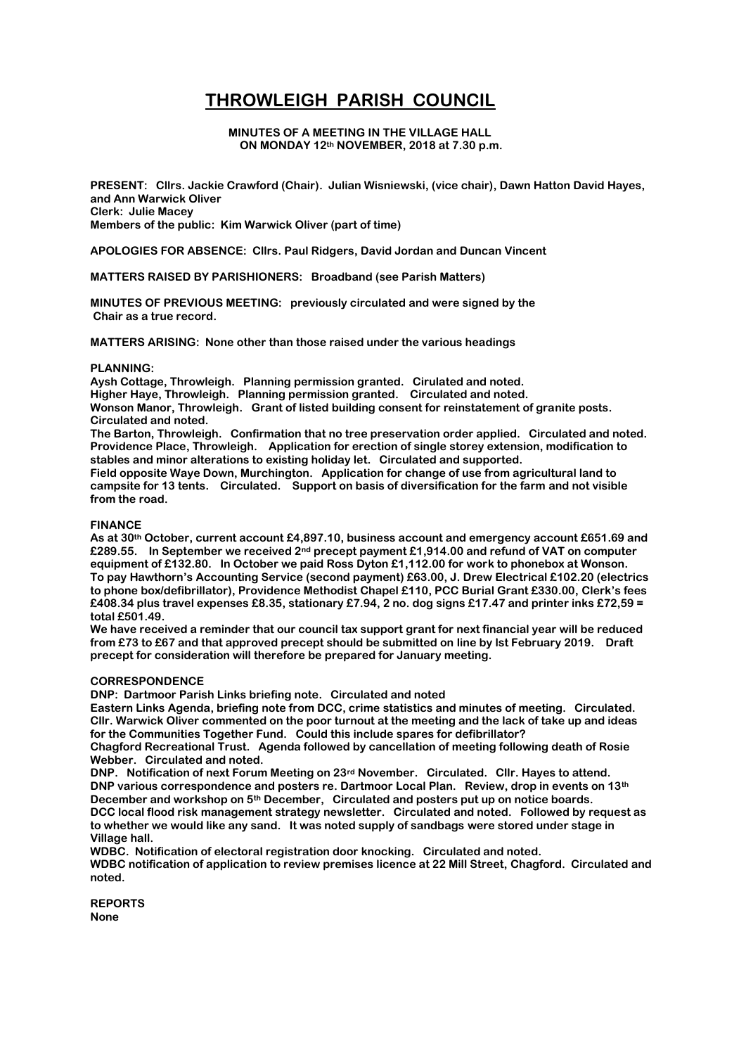# THROWLEIGH PARISH COUNCIL

**MINUTES OF A MEETING IN THE VILLAGE HALL ON MONDAY 12th NOVEMBER, 2018 at 7.30 p.m.**

**PRESENT: Cllrs. Jackie Crawford (Chair). Julian Wisniewski, (vice chair), Dawn Hatton David Hayes, and Ann Warwick Oliver**
**Clerk: Julie Macey**
**Members of the public: Kim Warwick Oliver (part of time)**

**APOLOGIES FOR ABSENCE: Cllrs. Paul Ridgers, David Jordan and Duncan Vincent**

**MATTERS RAISED BY PARISHIONERS: Broadband (see Parish Matters)**

**MINUTES OF PREVIOUS MEETING: previously circulated and were signed by the Chair as a true record.**

**MATTERS ARISING: None other than those raised under the various headings**

**PLANNING:**

**Aysh Cottage, Throwleigh. Planning permission granted. Cirulated and noted.**
**Higher Haye, Throwleigh. Planning permission granted. Circulated and noted.**
**Wonson Manor, Throwleigh. Grant of listed building consent for reinstatement of granite posts. Circulated and noted.**
**The Barton, Throwleigh. Confirmation that no tree preservation order applied. Circulated and noted.**
**Providence Place, Throwleigh. Application for erection of single storey extension, modification to stables and minor alterations to existing holiday let. Circulated and supported.**
**Field opposite Waye Down, Murchington. Application for change of use from agricultural land to campsite for 13 tents. Circulated. Support on basis of diversification for the farm and not visible from the road.**

**FINANCE**

**As at 30th October, current account £4,897.10, business account and emergency account £651.69 and £289.55. In September we received 2nd precept payment £1,914.00 and refund of VAT on computer equipment of £132.80. In October we paid Ross Dyton £1,112.00 for work to phonebox at Wonson. To pay Hawthorn's Accounting Service (second payment) £63.00, J. Drew Electrical £102.20 (electrics to phone box/defibrillator), Providence Methodist Chapel £110, PCC Burial Grant £330.00, Clerk's fees £408.34 plus travel expenses £8.35, stationary £7.94, 2 no. dog signs £17.47 and printer inks £72,59 = total £501.49.**

**We have received a reminder that our council tax support grant for next financial year will be reduced from £73 to £67 and that approved precept should be submitted on line by lst February 2019. Draft precept for consideration will therefore be prepared for January meeting.**

**CORRESPONDENCE**

**DNP: Dartmoor Parish Links briefing note. Circulated and noted**
**Eastern Links Agenda, briefing note from DCC, crime statistics and minutes of meeting. Circulated. Cllr. Warwick Oliver commented on the poor turnout at the meeting and the lack of take up and ideas for the Communities Together Fund. Could this include spares for defibrillator?**
**Chagford Recreational Trust. Agenda followed by cancellation of meeting following death of Rosie Webber. Circulated and noted.**
**DNP. Notification of next Forum Meeting on 23rd November. Circulated. Cllr. Hayes to attend.**
**DNP various correspondence and posters re. Dartmoor Local Plan. Review, drop in events on 13th December and workshop on 5th December, Circulated and posters put up on notice boards.**
**DCC local flood risk management strategy newsletter. Circulated and noted. Followed by request as to whether we would like any sand. It was noted supply of sandbags were stored under stage in Village hall.**
**WDBC. Notification of electoral registration door knocking. Circulated and noted.**
**WDBC notification of application to review premises licence at 22 Mill Street, Chagford. Circulated and noted.**

**REPORTS**
**None**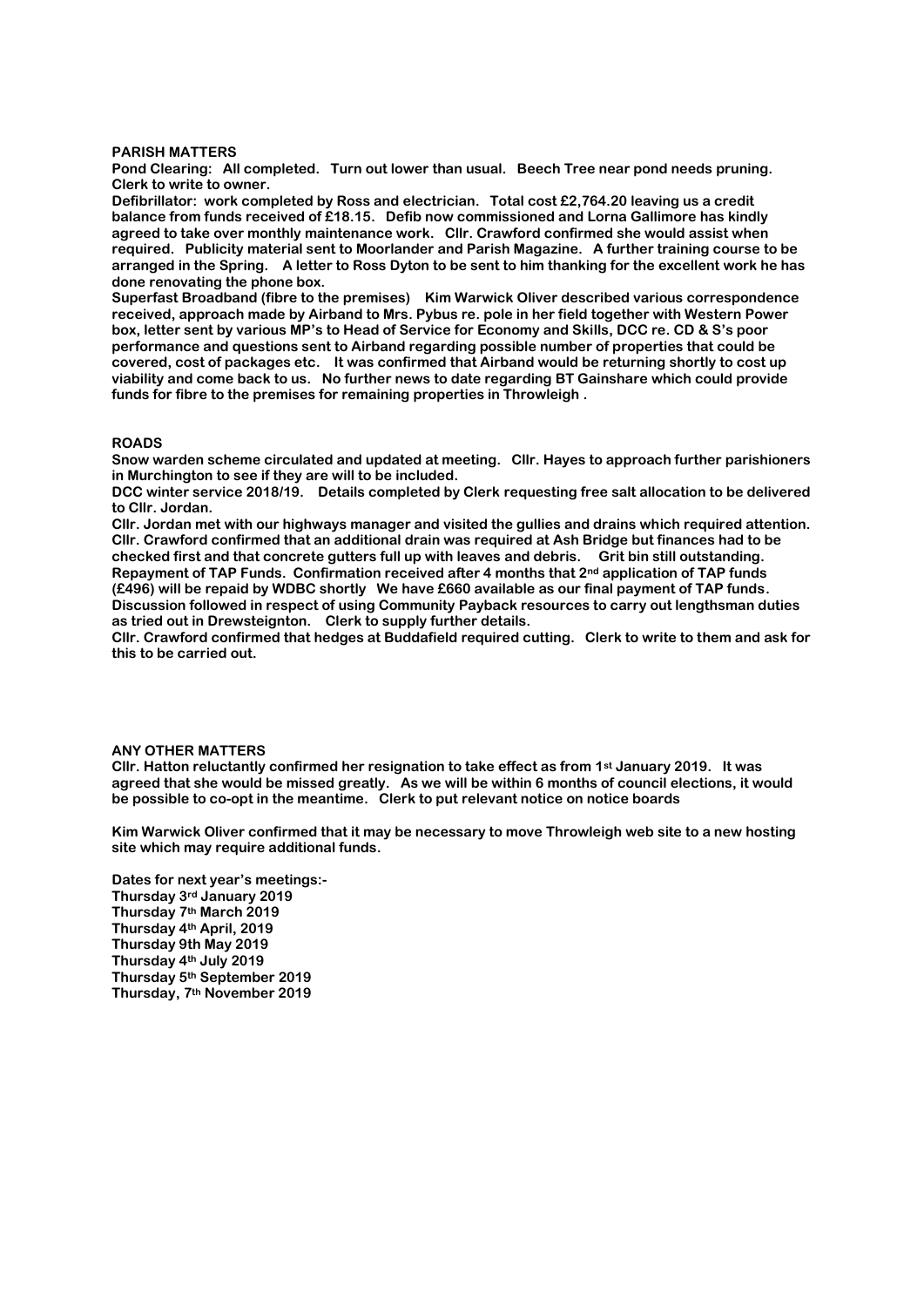**PARISH MATTERS**

**Pond Clearing: All completed. Turn out lower than usual. Beech Tree near pond needs pruning. Clerk to write to owner.**

**Defibrillator: work completed by Ross and electrician. Total cost £2,764.20 leaving us a credit balance from funds received of £18.15. Defib now commissioned and Lorna Gallimore has kindly agreed to take over monthly maintenance work. Cllr. Crawford confirmed she would assist when required. Publicity material sent to Moorlander and Parish Magazine. A further training course to be arranged in the Spring. A letter to Ross Dyton to be sent to him thanking for the excellent work he has done renovating the phone box.**

**Superfast Broadband (fibre to the premises) Kim Warwick Oliver described various correspondence received, approach made by Airband to Mrs. Pybus re. pole in her field together with Western Power box, letter sent by various MP's to Head of Service for Economy and Skills, DCC re. CD & S's poor performance and questions sent to Airband regarding possible number of properties that could be covered, cost of packages etc. It was confirmed that Airband would be returning shortly to cost up viability and come back to us. No further news to date regarding BT Gainshare which could provide funds for fibre to the premises for remaining properties in Throwleigh .**

**ROADS**

**Snow warden scheme circulated and updated at meeting. Cllr. Hayes to approach further parishioners in Murchington to see if they are will to be included.**

**DCC winter service 2018/19. Details completed by Clerk requesting free salt allocation to be delivered to Cllr. Jordan.**

**Cllr. Jordan met with our highways manager and visited the gullies and drains which required attention. Cllr. Crawford confirmed that an additional drain was required at Ash Bridge but finances had to be checked first and that concrete gutters full up with leaves and debris. Grit bin still outstanding. Repayment of TAP Funds. Confirmation received after 4 months that 2nd application of TAP funds (£496) will be repaid by WDBC shortly We have £660 available as our final payment of TAP funds. Discussion followed in respect of using Community Payback resources to carry out lengthsman duties as tried out in Drewsteignton. Clerk to supply further details.**

**Cllr. Crawford confirmed that hedges at Buddafield required cutting. Clerk to write to them and ask for this to be carried out.**

**ANY OTHER MATTERS**

**Cllr. Hatton reluctantly confirmed her resignation to take effect as from 1st January 2019. It was agreed that she would be missed greatly. As we will be within 6 months of council elections, it would be possible to co-opt in the meantime. Clerk to put relevant notice on notice boards**

**Kim Warwick Oliver confirmed that it may be necessary to move Throwleigh web site to a new hosting site which may require additional funds.**

**Dates for next year's meetings:-**
**Thursday 3rd January 2019**
**Thursday 7th March 2019**
**Thursday 4th April, 2019**
**Thursday 9th May 2019**
**Thursday 4th July 2019**
**Thursday 5th September 2019**
**Thursday, 7th November 2019**